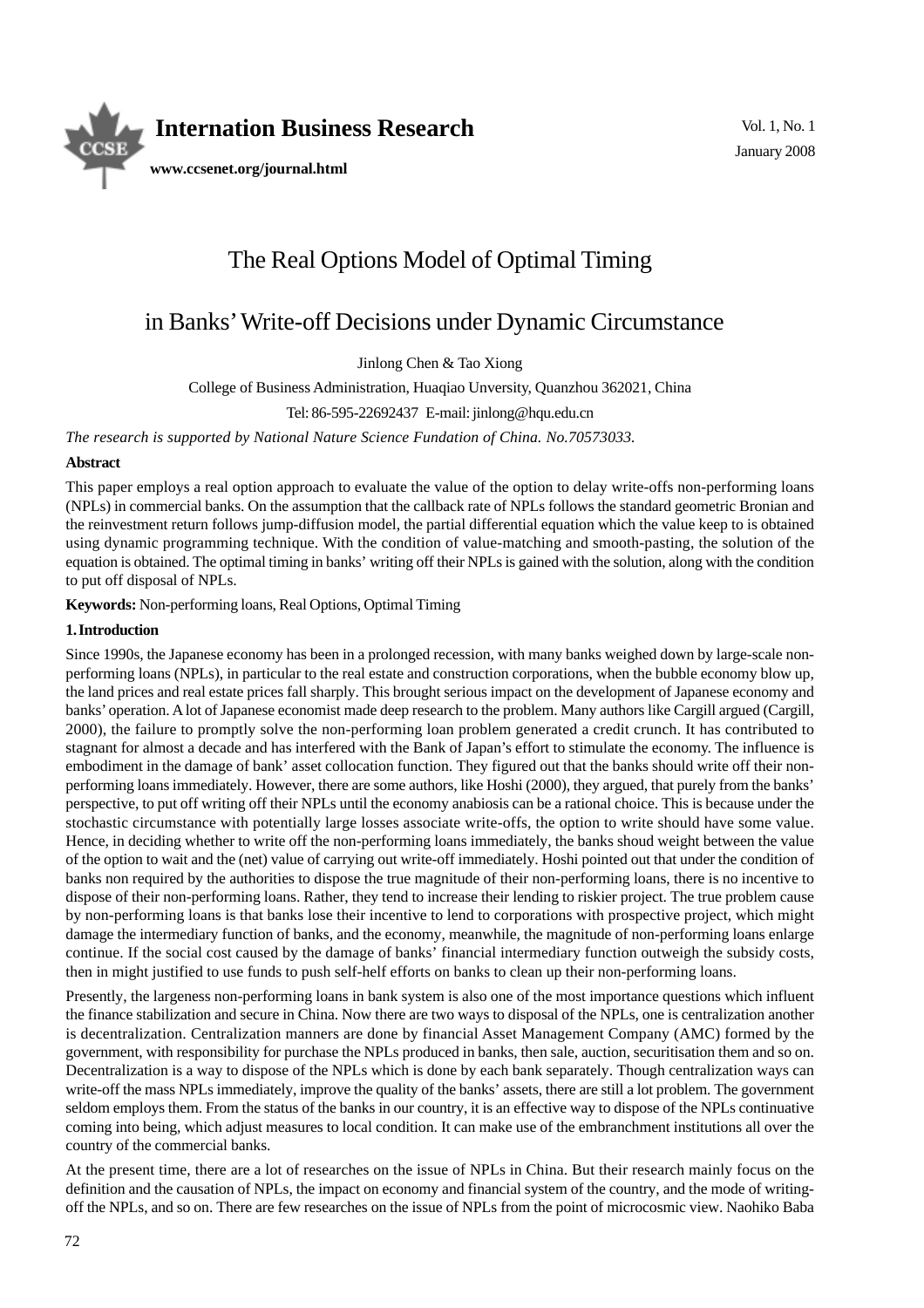# The Real Options Model of Optimal Timing

# in Banks' Write-off Decisions under Dynamic Circumstance

Jinlong Chen & Tao Xiong

College of Business Administration, Huaqiao Unversity, Quanzhou 362021, China

Tel: 86-595-22692437 E-mail: jinlong@hqu.edu.cn

*The research is supported by National Nature Science Fundation of China. No.70573033.*

**Abstract**

This paper employs a real option approach to evaluate the value of the option to delay write-offs non-performing loans (NPLs) in commercial banks. On the assumption that the callback rate of NPLs follows the standard geometric Bronian and the reinvestment return follows jump-diffusion model, the partial differential equation which the value keep to is obtained using dynamic programming technique. With the condition of value-matching and smooth-pasting, the solution of the equation is obtained. The optimal timing in banks' writing off their NPLs is gained with the solution, along with the condition to put off disposal of NPLs.

**Keywords:** Non-performing loans, Real Options, Optimal Timing

## 1. Introduction

Since 1990s, the Japanese economy has been in a prolonged recession, with many banks weighed down by large-scale non-performing loans (NPLs), in particular to the real estate and construction corporations, when the bubble economy blow up, the land prices and real estate prices fall sharply. This brought serious impact on the development of Japanese economy and banks' operation. A lot of Japanese economist made deep research to the problem. Many authors like Cargill argued (Cargill, 2000), the failure to promptly solve the non-performing loan problem generated a credit crunch. It has contributed to stagnant for almost a decade and has interfered with the Bank of Japan's effort to stimulate the economy. The influence is embodiment in the damage of bank' asset collocation function. They figured out that the banks should write off their non-performing loans immediately. However, there are some authors, like Hoshi (2000), they argued, that purely from the banks' perspective, to put off writing off their NPLs until the economy anabiosis can be a rational choice. This is because under the stochastic circumstance with potentially large losses associate write-offs, the option to write should have some value. Hence, in deciding whether to write off the non-performing loans immediately, the banks shoud weight between the value of the option to wait and the (net) value of carrying out write-off immediately. Hoshi pointed out that under the condition of banks non required by the authorities to dispose the true magnitude of their non-performing loans, there is no incentive to dispose of their non-performing loans. Rather, they tend to increase their lending to riskier project. The true problem cause by non-performing loans is that banks lose their incentive to lend to corporations with prospective project, which might damage the intermediary function of banks, and the economy, meanwhile, the magnitude of non-performing loans enlarge continue. If the social cost caused by the damage of banks' financial intermediary function outweigh the subsidy costs, then in might justified to use funds to push self-helf efforts on banks to clean up their non-performing loans.

Presently, the largeness non-performing loans in bank system is also one of the most importance questions which influent the finance stabilization and secure in China. Now there are two ways to disposal of the NPLs, one is centralization another is decentralization. Centralization manners are done by financial Asset Management Company (AMC) formed by the government, with responsibility for purchase the NPLs produced in banks, then sale, auction, securitisation them and so on. Decentralization is a way to dispose of the NPLs which is done by each bank separately. Though centralization ways can write-off the mass NPLs immediately, improve the quality of the banks' assets, there are still a lot problem. The government seldom employs them. From the status of the banks in our country, it is an effective way to dispose of the NPLs continuative coming into being, which adjust measures to local condition. It can make use of the embranchment institutions all over the country of the commercial banks.

At the present time, there are a lot of researches on the issue of NPLs in China. But their research mainly focus on the definition and the causation of NPLs, the impact on economy and financial system of the country, and the mode of writing-off the NPLs, and so on. There are few researches on the issue of NPLs from the point of microcosmic view. Naohiko Baba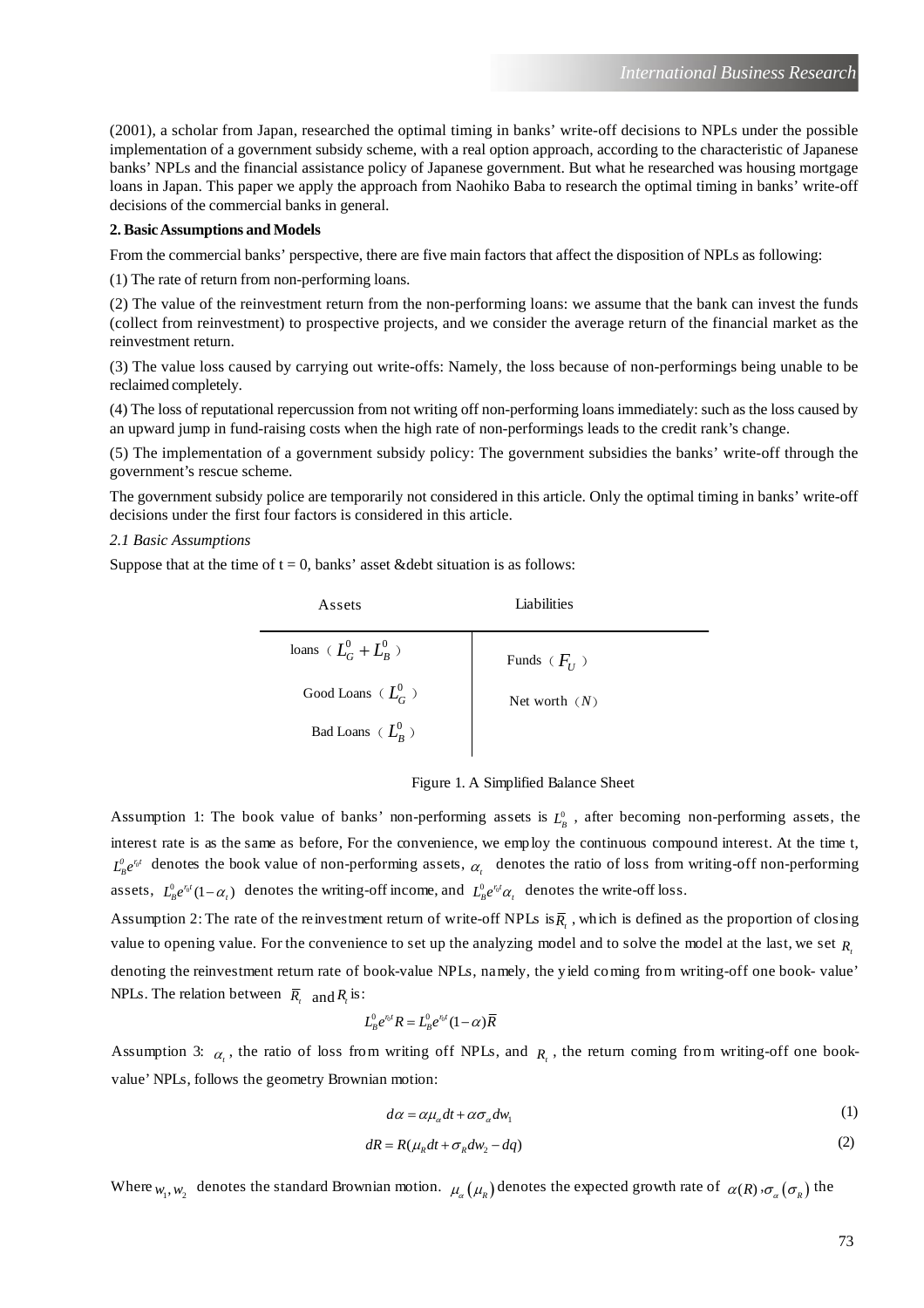(2001), a scholar from Japan, researched the optimal timing in banks' write-off decisions to NPLs under the possible implementation of a government subsidy scheme, with a real option approach, according to the characteristic of Japanese banks' NPLs and the financial assistance policy of Japanese government. But what he researched was housing mortgage loans in Japan. This paper we apply the approach from Naohiko Baba to research the optimal timing in banks' write-off decisions of the commercial banks in general.

## 2. Basic Assumptions and Models

From the commercial banks' perspective, there are five main factors that affect the disposition of NPLs as following:

(1) The rate of return from non-performing loans.

(2) The value of the reinvestment return from the non-performing loans: we assume that the bank can invest the funds (collect from reinvestment) to prospective projects, and we consider the average return of the financial market as the reinvestment return.

(3) The value loss caused by carrying out write-offs: Namely, the loss because of non-performings being unable to be reclaimed completely.

(4) The loss of reputational repercussion from not writing off non-performing loans immediately: such as the loss caused by an upward jump in fund-raising costs when the high rate of non-performings leads to the credit rank's change.

(5) The implementation of a government subsidy policy: The government subsidies the banks' write-off through the government's rescue scheme.

The government subsidy police are temporarily not considered in this article. Only the optimal timing in banks' write-off decisions under the first four factors is considered in this article.

### *2.1 Basic Assumptions*

Suppose that at the time of t = 0, banks' asset &debt situation is as follows:

| Assets | Liabilities |
|---|---|
| loans（$L_G^0 + L_B^0$） | Funds（$F_U$） |
| Good Loans（$L_G^0$） | Net worth（$N$） |
| Bad Loans（$L_B^0$） | |

Figure 1. A Simplified Balance Sheet

Assumption 1: The book value of banks' non-performing assets is $L_B^0$, after becoming non-performing assets, the interest rate is as the same as before, For the convenience, we employ the continuous compound interest. At the time t, $L_B^0 e^{r_0 t}$ denotes the book value of non-performing assets, $\alpha_t$ denotes the ratio of loss from writing-off non-performing assets, $L_B^0 e^{r_0 t}(1-\alpha_t)$ denotes the writing-off income, and $L_B^0 e^{r_0 t}\alpha_t$ denotes the write-off loss.

Assumption 2: The rate of the reinvestment return of write-off NPLs is $\overline{R}_t$, which is defined as the proportion of closing value to opening value. For the convenience to set up the analyzing model and to solve the model at the last, we set $R_t$ denoting the reinvestment return rate of book-value NPLs, namely, the yield coming from writing-off one book- value' NPLs. The relation between $\overline{R}_t$ and $R_t$ is:

$$L_B^0 e^{r_0 t} R = L_B^0 e^{r_0 t}(1-\alpha)\overline{R}$$

Assumption 3: $\alpha_t$, the ratio of loss from writing off NPLs, and $R_t$, the return coming from writing-off one book-value' NPLs, follows the geometry Brownian motion:

$$d\alpha = \alpha\mu_\alpha dt + \alpha\sigma_\alpha dw_1 \tag{1}$$

$$dR = R(\mu_R dt + \sigma_R dw_2 - dq) \tag{2}$$

Where $w_1, w_2$ denotes the standard Brownian motion. $\mu_\alpha(\mu_R)$ denotes the expected growth rate of $\alpha(R)$, $\sigma_\alpha(\sigma_R)$ the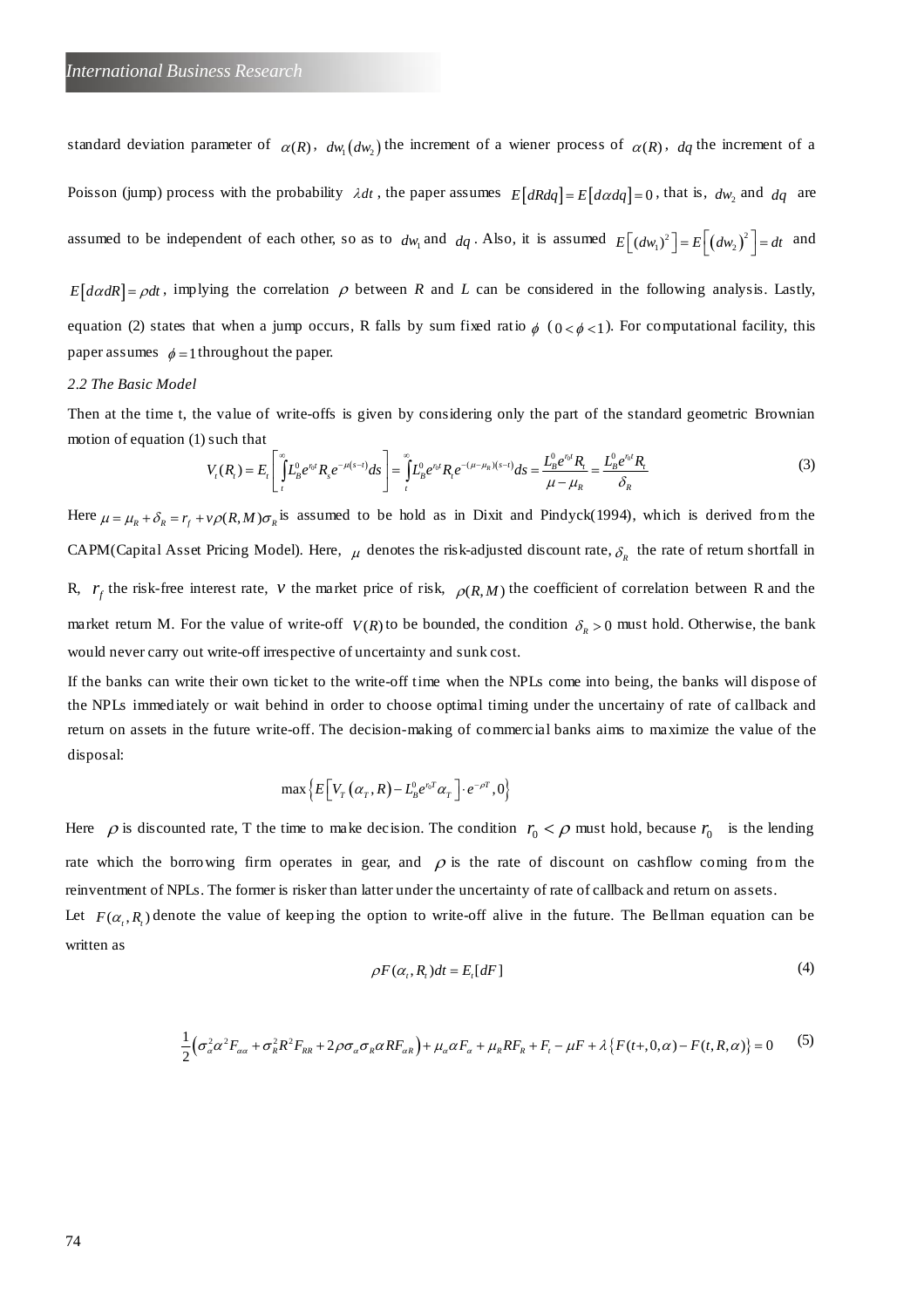standard deviation parameter of $\alpha(R)$, $dw_1(dw_2)$ the increment of a wiener process of $\alpha(R)$, $dq$ the increment of a Poisson (jump) process with the probability $\lambda dt$, the paper assumes $E[dRdq]=E[d\alpha dq]=0$, that is, $dw_2$ and $dq$ are assumed to be independent of each other, so as to $dw_1$ and $dq$. Also, it is assumed $E\left[(dw_1)^2\right]=E\left[(dw_2)^2\right]=dt$ and $E[d\alpha dR]=\rho dt$, implying the correlation $\rho$ between $R$ and $L$ can be considered in the following analysis. Lastly, equation (2) states that when a jump occurs, R falls by sum fixed ratio $\phi$ ($0<\phi<1$). For computational facility, this paper assumes $\phi=1$ throughout the paper.

*2.2 The Basic Model*

Then at the time t, the value of write-offs is given by considering only the part of the standard geometric Brownian motion of equation (1) such that

$$V_t(R_t)=E_t\left[\int_t^{\infty}L_B^0 e^{r_0 t}R_s e^{-\mu(s-t)}ds\right]=\int_t^{\infty}L_B^0 e^{r_0 t}R_t e^{-(\mu-\mu_R)(s-t)}ds=\frac{L_B^0 e^{r_0 t}R_t}{\mu-\mu_R}=\frac{L_B^0 e^{r_0 t}R_t}{\delta_R} \tag{3}$$

Here $\mu=\mu_R+\delta_R=r_f+v\rho(R,M)\sigma_R$ is assumed to be hold as in Dixit and Pindyck(1994), which is derived from the CAPM(Capital Asset Pricing Model). Here, $\mu$ denotes the risk-adjusted discount rate, $\delta_R$ the rate of return shortfall in R, $r_f$ the risk-free interest rate, $v$ the market price of risk, $\rho(R,M)$ the coefficient of correlation between R and the market return M. For the value of write-off $V(R)$ to be bounded, the condition $\delta_R>0$ must hold. Otherwise, the bank would never carry out write-off irrespective of uncertainty and sunk cost.

If the banks can write their own ticket to the write-off time when the NPLs come into being, the banks will dispose of the NPLs immediately or wait behind in order to choose optimal timing under the uncertainy of rate of callback and return on assets in the future write-off. The decision-making of commercial banks aims to maximize the value of the disposal:

$$\max\left\{E\left[V_T(\alpha_T,R)-L_B^0 e^{r_0 T}\alpha_T\right]\cdot e^{-\rho T},0\right\}$$

Here $\rho$ is discounted rate, T the time to make decision. The condition $r_0<\rho$ must hold, because $r_0$ is the lending rate which the borrowing firm operates in gear, and $\rho$ is the rate of discount on cashflow coming from the reinventment of NPLs. The former is risker than latter under the uncertainty of rate of callback and return on assets.

Let $F(\alpha_t,R_t)$ denote the value of keeping the option to write-off alive in the future. The Bellman equation can be written as

$$\rho F(\alpha_t,R_t)dt=E_t[dF] \tag{4}$$

$$\frac{1}{2}\left(\sigma_\alpha^2\alpha^2F_{\alpha\alpha}+\sigma_R^2R^2F_{RR}+2\rho\sigma_\alpha\sigma_R\alpha RF_{\alpha R}\right)+\mu_\alpha\alpha F_\alpha+\mu_R RF_R+F_t-\mu F+\lambda\left\{F(t+,0,\alpha)-F(t,R,\alpha)\right\}=0 \tag{5}$$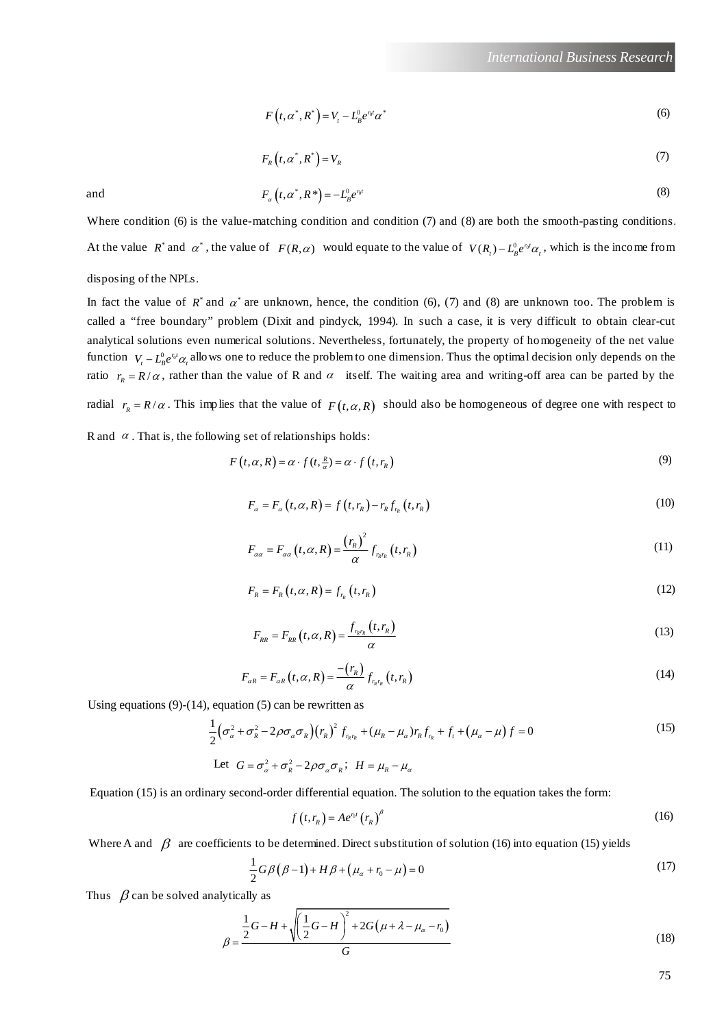$$F\left(t,\alpha^{*},R^{*}\right)=V_{t}-L_{B}^{0}e^{r_{0}t}\alpha^{*} \tag{6}$$

$$F_{R}\left(t,\alpha^{*},R^{*}\right)=V_{R} \tag{7}$$

and

$$F_{\alpha}\left(t,\alpha^{*},R*\right)=-L_{B}^{0}e^{r_{0}t} \tag{8}$$

Where condition (6) is the value-matching condition and condition (7) and (8) are both the smooth-pasting conditions. At the value $R^{*}$ and $\alpha^{*}$, the value of $F(R,\alpha)$ would equate to the value of $V(R_{t})-L_{B}^{0}e^{r_{0}t}\alpha_{t}$, which is the income from disposing of the NPLs.

In fact the value of $R^{*}$ and $\alpha^{*}$ are unknown, hence, the condition (6), (7) and (8) are unknown too. The problem is called a "free boundary" problem (Dixit and pindyck, 1994). In such a case, it is very difficult to obtain clear-cut analytical solutions even numerical solutions. Nevertheless, fortunately, the property of homogeneity of the net value function $V_{t}-L_{B}^{0}e^{r_{0}t}\alpha_{t}$ allows one to reduce the problem to one dimension. Thus the optimal decision only depends on the ratio $r_{R}=R/\alpha$, rather than the value of R and $\alpha$ itself. The waiting area and writing-off area can be parted by the radial $r_{R}=R/\alpha$. This implies that the value of $F\left(t,\alpha,R\right)$ should also be homogeneous of degree one with respect to R and $\alpha$. That is, the following set of relationships holds:

$$F\left(t,\alpha,R\right)=\alpha\cdot f\left(t,\tfrac{R}{\alpha}\right)=\alpha\cdot f\left(t,r_{R}\right) \tag{9}$$

$$F_{\alpha}=F_{\alpha}\left(t,\alpha,R\right)=f\left(t,r_{R}\right)-r_{R}f_{r_{R}}\left(t,r_{R}\right) \tag{10}$$

$$F_{\alpha\alpha}=F_{\alpha\alpha}\left(t,\alpha,R\right)=\frac{\left(r_{R}\right)^{2}}{\alpha}f_{r_{R}r_{R}}\left(t,r_{R}\right) \tag{11}$$

$$F_{R}=F_{R}\left(t,\alpha,R\right)=f_{r_{R}}\left(t,r_{R}\right) \tag{12}$$

$$F_{RR}=F_{RR}\left(t,\alpha,R\right)=\frac{f_{r_{R}r_{R}}\left(t,r_{R}\right)}{\alpha} \tag{13}$$

$$F_{\alpha R}=F_{\alpha R}\left(t,\alpha,R\right)=\frac{-\left(r_{R}\right)}{\alpha}f_{r_{R}r_{R}}\left(t,r_{R}\right) \tag{14}$$

Using equations (9)-(14), equation (5) can be rewritten as

$$\frac{1}{2}\left(\sigma_{\alpha}^{2}+\sigma_{R}^{2}-2\rho\sigma_{\alpha}\sigma_{R}\right)\left(r_{R}\right)^{2}f_{r_{R}r_{R}}+(\mu_{R}-\mu_{\alpha})r_{R}f_{r_{R}}+f_{t}+\left(\mu_{\alpha}-\mu\right)f=0 \tag{15}$$

Let $G=\sigma_{\alpha}^{2}+\sigma_{R}^{2}-2\rho\sigma_{\alpha}\sigma_{R}$; $H=\mu_{R}-\mu_{\alpha}$

Equation (15) is an ordinary second-order differential equation. The solution to the equation takes the form:

$$f\left(t,r_{R}\right)=Ae^{r_{0}t}\left(r_{R}\right)^{\beta} \tag{16}$$

Where A and $\beta$ are coefficients to be determined. Direct substitution of solution (16) into equation (15) yields

$$\frac{1}{2}G\beta\left(\beta-1\right)+H\beta+\left(\mu_{\alpha}+r_{0}-\mu\right)=0 \tag{17}$$

Thus $\beta$ can be solved analytically as

$$\beta=\frac{\frac{1}{2}G-H+\sqrt{\left(\frac{1}{2}G-H\right)^{2}+2G\left(\mu+\lambda-\mu_{\alpha}-r_{0}\right)}}{G} \tag{18}$$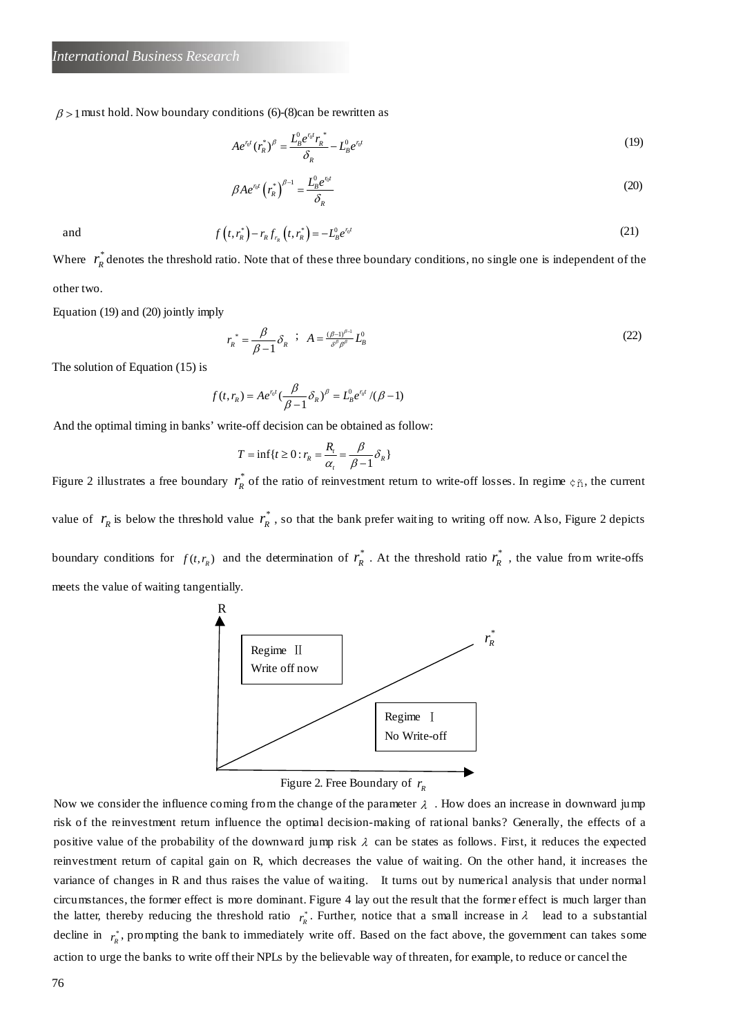$\beta > 1$ must hold. Now boundary conditions (6)-(8)can be rewritten as

$$Ae^{r_0 t}(r_R^*)^{\beta} = \frac{L_B^0 e^{r_0 t} r_R^*}{\delta_R} - L_B^0 e^{r_0 t} \tag{19}$$

$$\beta A e^{r_0 t}\left(r_R^*\right)^{\beta-1} = \frac{L_B^0 e^{r_0 t}}{\delta_R} \tag{20}$$

and

$$f\left(t, r_R^*\right) - r_R f_{r_R}\left(t, r_R^*\right) = -L_B^0 e^{r_0 t} \tag{21}$$

Where $r_R^*$ denotes the threshold ratio. Note that of these three boundary conditions, no single one is independent of the other two.

Equation (19) and (20) jointly imply

$$r_R^* = \frac{\beta}{\beta-1}\delta_R \;;\; A = \frac{(\beta-1)^{\beta-1}}{\delta^{\beta}\beta^{\beta}} L_B^0 \tag{22}$$

The solution of Equation (15) is

$$f(t, r_R) = Ae^{r_0 t}\left(\frac{\beta}{\beta-1}\delta_R\right)^{\beta} = L_B^0 e^{r_0 t}/(\beta-1)$$

And the optimal timing in banks' write-off decision can be obtained as follow:

$$T = \inf\{t \geq 0 : r_R = \frac{R_t}{\alpha_t} = \frac{\beta}{\beta-1}\delta_R\}$$

Figure 2 illustrates a free boundary $r_R^*$ of the ratio of reinvestment return to write-off losses. In regime ¢ñ, the current value of $r_R$ is below the threshold value $r_R^*$, so that the bank prefer waiting to writing off now. Also, Figure 2 depicts boundary conditions for $f(t, r_R)$ and the determination of $r_R^*$. At the threshold ratio $r_R^*$, the value from write-offs meets the value of waiting tangentially.

Figure 2. Free Boundary of $r_R$

Now we consider the influence coming from the change of the parameter $\lambda$. How does an increase in downward jump risk of the reinvestment return influence the optimal decision-making of rational banks? Generally, the effects of a positive value of the probability of the downward jump risk $\lambda$ can be states as follows. First, it reduces the expected reinvestment return of capital gain on R, which decreases the value of waiting. On the other hand, it increases the variance of changes in R and thus raises the value of waiting. It turns out by numerical analysis that under normal circumstances, the former effect is more dominant. Figure 4 lay out the result that the former effect is much larger than the latter, thereby reducing the threshold ratio $r_R^*$. Further, notice that a small increase in $\lambda$ lead to a substantial decline in $r_R^*$, prompting the bank to immediately write off. Based on the fact above, the government can takes some action to urge the banks to write off their NPLs by the believable way of threaten, for example, to reduce or cancel the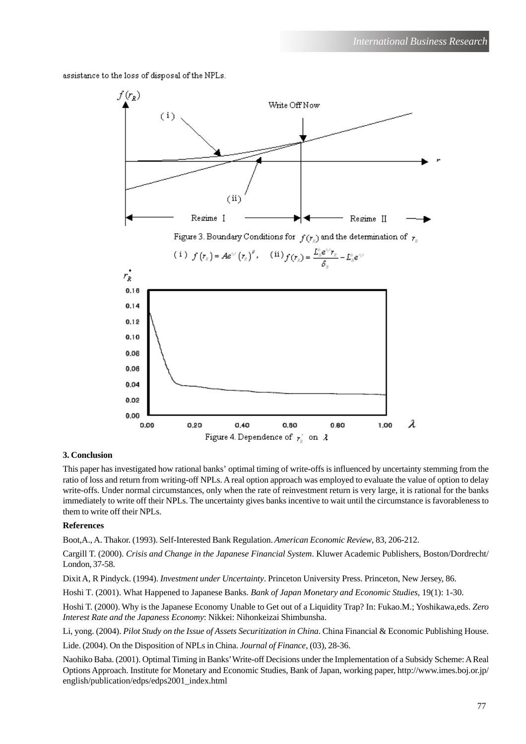assistance to the loss of disposal of the NPLs.

$f(r_R)$

Write Off Now

(i)

(ii)

$r$

Regime I

Regime II

Figure 3. Boundary Conditions for $f(r_R)$ and the determination of $r_R$

(i) $f(r_R) = Ae^{\gamma t}(r_R)^{\beta}$, (ii) $f(r_R) = \frac{L_B^0 e^{\gamma t} r_R}{\delta_R} - L_B^0 e^{\gamma t}$

$r_R^*$

0.16
0.14
0.12
0.10
0.08
0.06
0.04
0.02
0.00

0.00 0.20 0.40 0.60 0.80 1.00 $\lambda$

Figure 4. Dependence of $r_R^*$ on $\lambda$

**3. Conclusion**

This paper has investigated how rational banks' optimal timing of write-offs is influenced by uncertainty stemming from the ratio of loss and return from writing-off NPLs. A real option approach was employed to evaluate the value of option to delay write-offs. Under normal circumstances, only when the rate of reinvestment return is very large, it is rational for the banks immediately to write off their NPLs. The uncertainty gives banks incentive to wait until the circumstance is favorableness to them to write off their NPLs.

**References**

Boot,A., A. Thakor. (1993). Self-Interested Bank Regulation. *American Economic Review*, 83, 206-212.

Cargill T. (2000). *Crisis and Change in the Japanese Financial System*. Kluwer Academic Publishers, Boston/Dordrecht/London, 37-58.

Dixit A, R Pindyck. (1994). *Investment under Uncertainty*. Princeton University Press. Princeton, New Jersey, 86.

Hoshi T. (2001). What Happened to Japanese Banks. *Bank of Japan Monetary and Economic Studies*, 19(1): 1-30.

Hoshi T. (2000). Why is the Japanese Economy Unable to Get out of a Liquidity Trap? In: Fukao.M.; Yoshikawa,eds. *Zero Interest Rate and the Japaness Economy*: Nikkei: Nihonkeizai Shimbunsha.

Li, yong. (2004). *Pilot Study on the Issue of Assets Securitization in China*. China Financial & Economic Publishing House.

Lide. (2004). On the Disposition of NPLs in China. *Journal of Finance*, (03), 28-36.

Naohiko Baba. (2001). Optimal Timing in Banks' Write-off Decisions under the Implementation of a Subsidy Scheme: A Real Options Approach. Institute for Monetary and Economic Studies, Bank of Japan, working paper, http://www.imes.boj.or.jp/english/publication/edps/edps2001_index.html